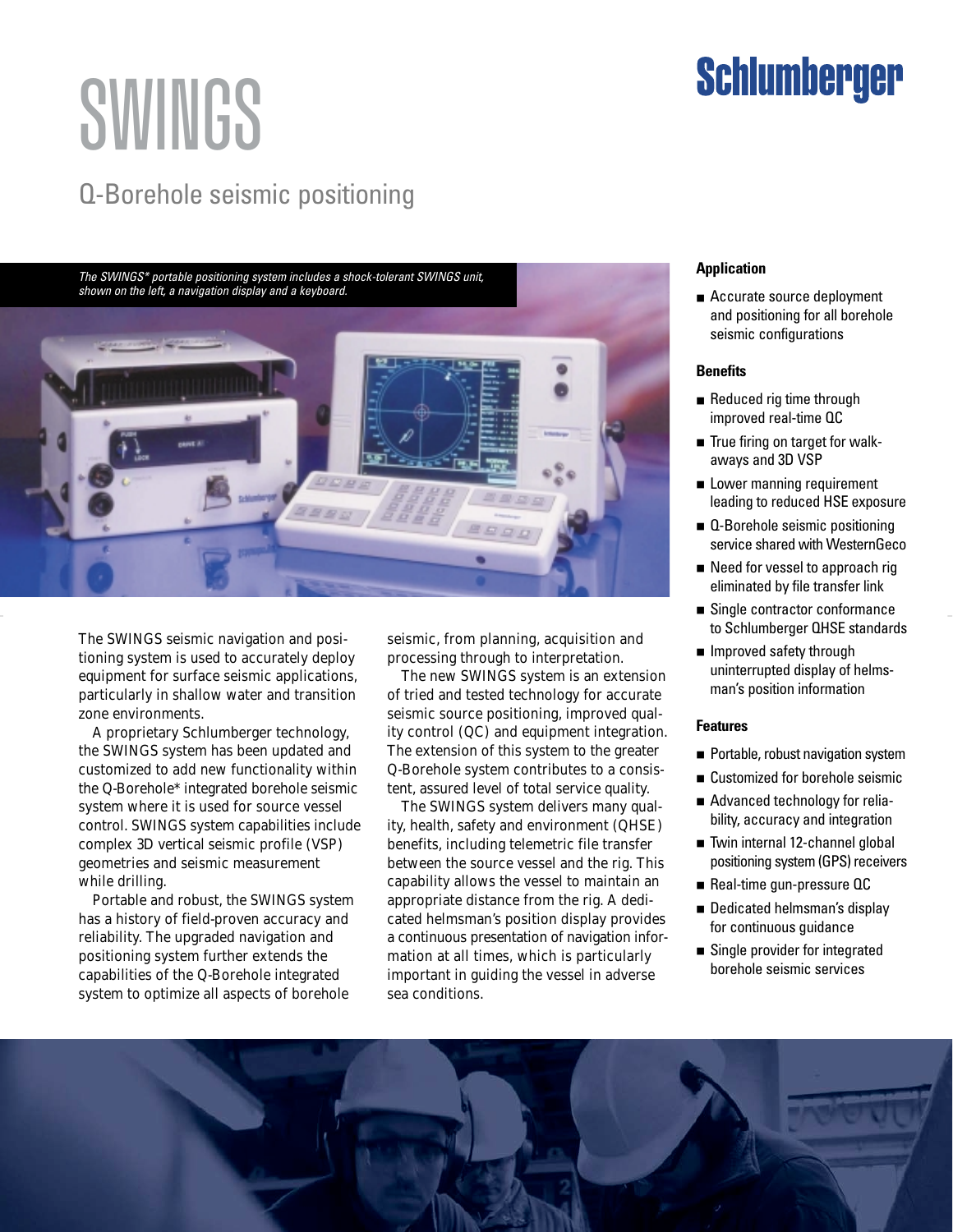Schlumberger

# SWINGS

## Q-Borehole seismic positioning

*The SWINGS\* portable positioning system includes a shock-tolerant SWINGS unit, shown on the left, a navigation display and a keyboard.*

The SWINGS seismic navigation and positioning system is used to accurately deploy equipment for surface seismic applications, particularly in shallow water and transition zone environments.

A proprietary Schlumberger technology, the SWINGS system has been updated and customized to add new functionality within the Q-Borehole* integrated borehole seismic system where it is used for source vessel control. SWINGS system capabilities include complex 3D vertical seismic profile (VSP) geometries and seismic measurement while drilling.

Portable and robust, the SWINGS system has a history of field-proven accuracy and reliability. The upgraded navigation and positioning system further extends the capabilities of the Q-Borehole integrated system to optimize all aspects of borehole seismic, from planning, acquisition and processing through to interpretation.

The new SWINGS system is an extension of tried and tested technology for accurate seismic source positioning, improved quality control (QC) and equipment integration. The extension of this system to the greater Q-Borehole system contributes to a consistent, assured level of total service quality.

The SWINGS system delivers many quality, health, safety and environment (QHSE) benefits, including telemetric file transfer between the source vessel and the rig. This capability allows the vessel to maintain an appropriate distance from the rig. A dedicated helmsman's position display provides a continuous presentation of navigation information at all times, which is particularly important in guiding the vessel in adverse sea conditions.

### Application

- Accurate source deployment and positioning for all borehole seismic configurations

### Benefits

- Reduced rig time through improved real-time QC
- True firing on target for walkaways and 3D VSP
- Lower manning requirement leading to reduced HSE exposure
- Q-Borehole seismic positioning service shared with WesternGeco
- Need for vessel to approach rig eliminated by file transfer link
- Single contractor conformance to Schlumberger QHSE standards
- Improved safety through uninterrupted display of helmsman's position information

### Features

- Portable, robust navigation system
- Customized for borehole seismic
- Advanced technology for reliability, accuracy and integration
- Twin internal 12-channel global positioning system (GPS) receivers
- Real-time gun-pressure QC
- Dedicated helmsman's display for continuous guidance
- Single provider for integrated borehole seismic services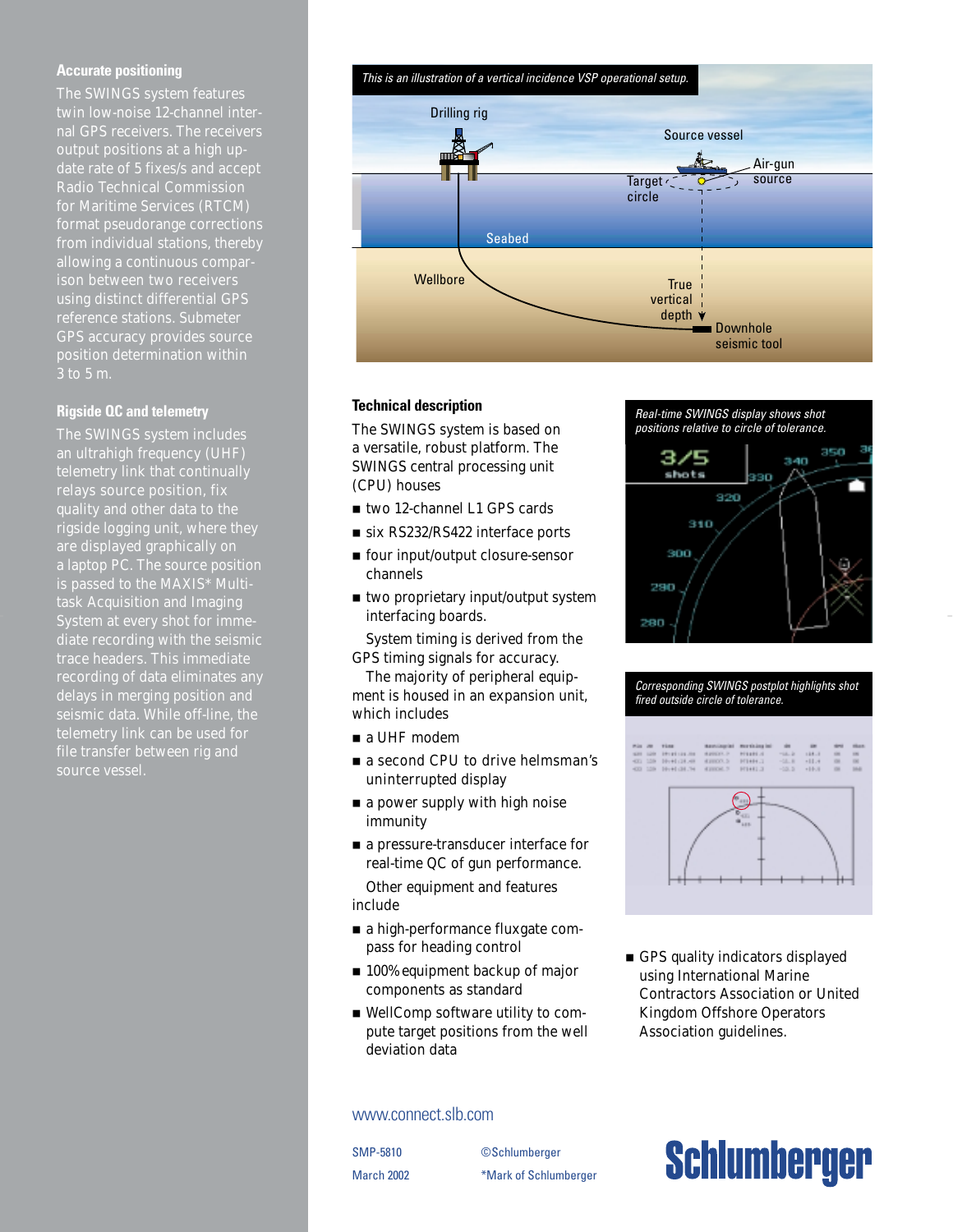## Accurate positioning

The SWINGS system features twin low-noise 12-channel internal GPS receivers. The receivers output positions at a high update rate of 5 fixes/s and accept Radio Technical Commission for Maritime Services (RTCM) format pseudorange corrections from individual stations, thereby allowing a continuous comparison between two receivers using distinct differential GPS reference stations. Submeter GPS accuracy provides source position determination within 3 to 5 m.

## Rigside QC and telemetry

The SWINGS system includes an ultrahigh frequency (UHF) telemetry link that continually relays source position, fix quality and other data to the rigside logging unit, where they are displayed graphically on a laptop PC. The source position is passed to the MAXIS* Multi-task Acquisition and Imaging System at every shot for immediate recording with the seismic trace headers. This immediate recording of data eliminates any delays in merging position and seismic data. While off-line, the telemetry link can be used for file transfer between rig and source vessel.

*This is an illustration of a vertical incidence VSP operational setup.*

Drilling rig
Source vessel
Air-gun source
Target circle
Seabed
Wellbore
True vertical depth
Downhole seismic tool

## Technical description

The SWINGS system is based on a versatile, robust platform. The SWINGS central processing unit (CPU) houses

- two 12-channel L1 GPS cards
- six RS232/RS422 interface ports
- four input/output closure-sensor channels
- two proprietary input/output system interfacing boards.

System timing is derived from the GPS timing signals for accuracy.

The majority of peripheral equipment is housed in an expansion unit, which includes

- a UHF modem
- a second CPU to drive helmsman's uninterrupted display
- a power supply with high noise immunity
- a pressure-transducer interface for real-time QC of gun performance.

Other equipment and features include

- a high-performance fluxgate compass for heading control
- 100% equipment backup of major components as standard
- WellComp software utility to compute target positions from the well deviation data
- GPS quality indicators displayed using International Marine Contractors Association or United Kingdom Offshore Operators Association guidelines.

*Real-time SWINGS display shows shot positions relative to circle of tolerance.*

3/5
shots
280
290
300
310
320
330
340
350

*Corresponding SWINGS postplot highlights shot fired outside circle of tolerance.*

www.connect.slb.com

SMP-5810
March 2002

©Schlumberger
*Mark of Schlumberger

Schlumberger